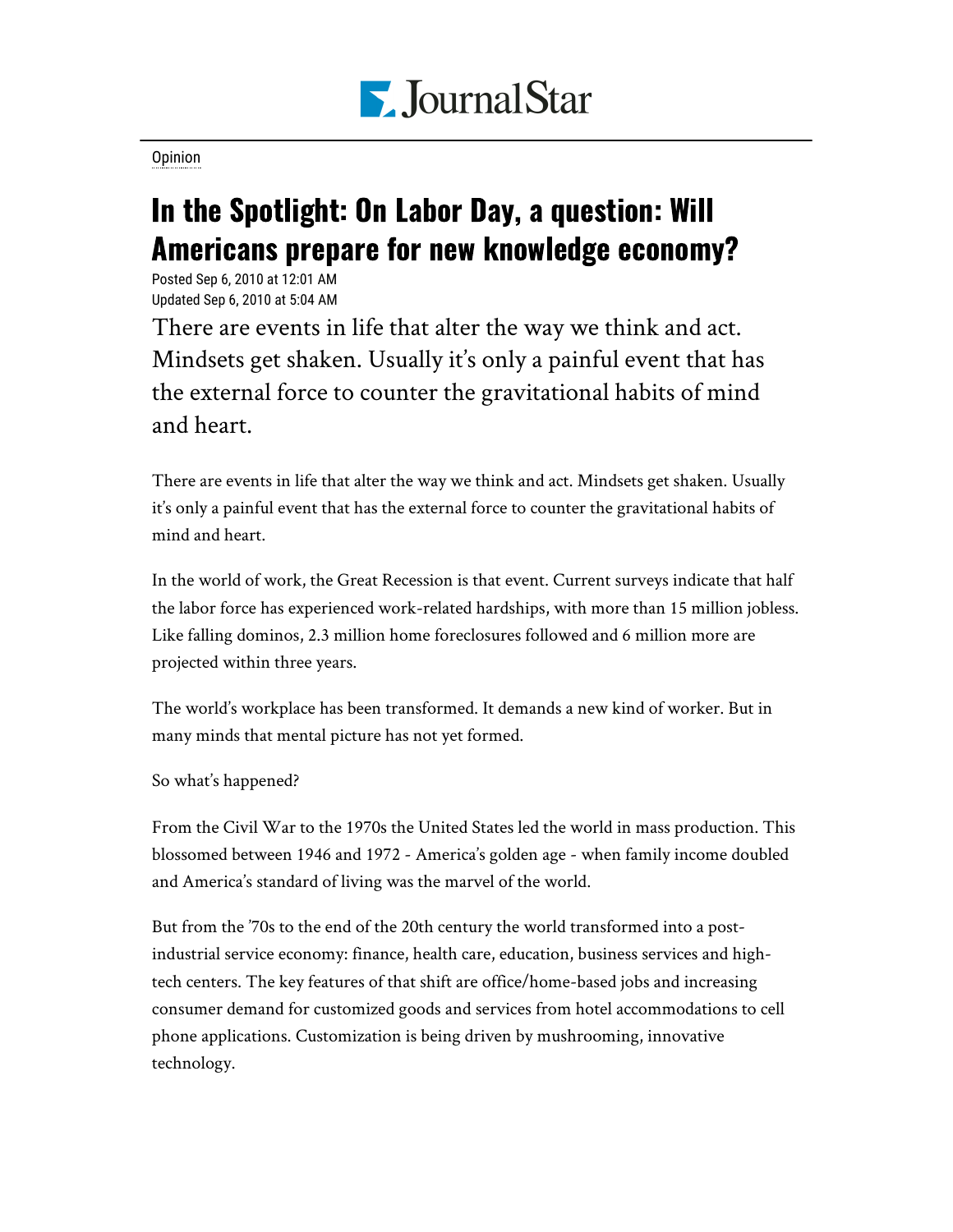Opinion

# In the Spotlight: On Labor Day, a question: Will Americans prepare for new knowledge economy?

Posted Sep 6, 2010 at 12:01 AM
Updated Sep 6, 2010 at 5:04 AM

There are events in life that alter the way we think and act. Mindsets get shaken. Usually it's only a painful event that has the external force to counter the gravitational habits of mind and heart.

There are events in life that alter the way we think and act. Mindsets get shaken. Usually it's only a painful event that has the external force to counter the gravitational habits of mind and heart.

In the world of work, the Great Recession is that event. Current surveys indicate that half the labor force has experienced work-related hardships, with more than 15 million jobless. Like falling dominos, 2.3 million home foreclosures followed and 6 million more are projected within three years.

The world's workplace has been transformed. It demands a new kind of worker. But in many minds that mental picture has not yet formed.

So what's happened?

From the Civil War to the 1970s the United States led the world in mass production. This blossomed between 1946 and 1972 - America's golden age - when family income doubled and America's standard of living was the marvel of the world.

But from the '70s to the end of the 20th century the world transformed into a post-industrial service economy: finance, health care, education, business services and high-tech centers. The key features of that shift are office/home-based jobs and increasing consumer demand for customized goods and services from hotel accommodations to cell phone applications. Customization is being driven by mushrooming, innovative technology.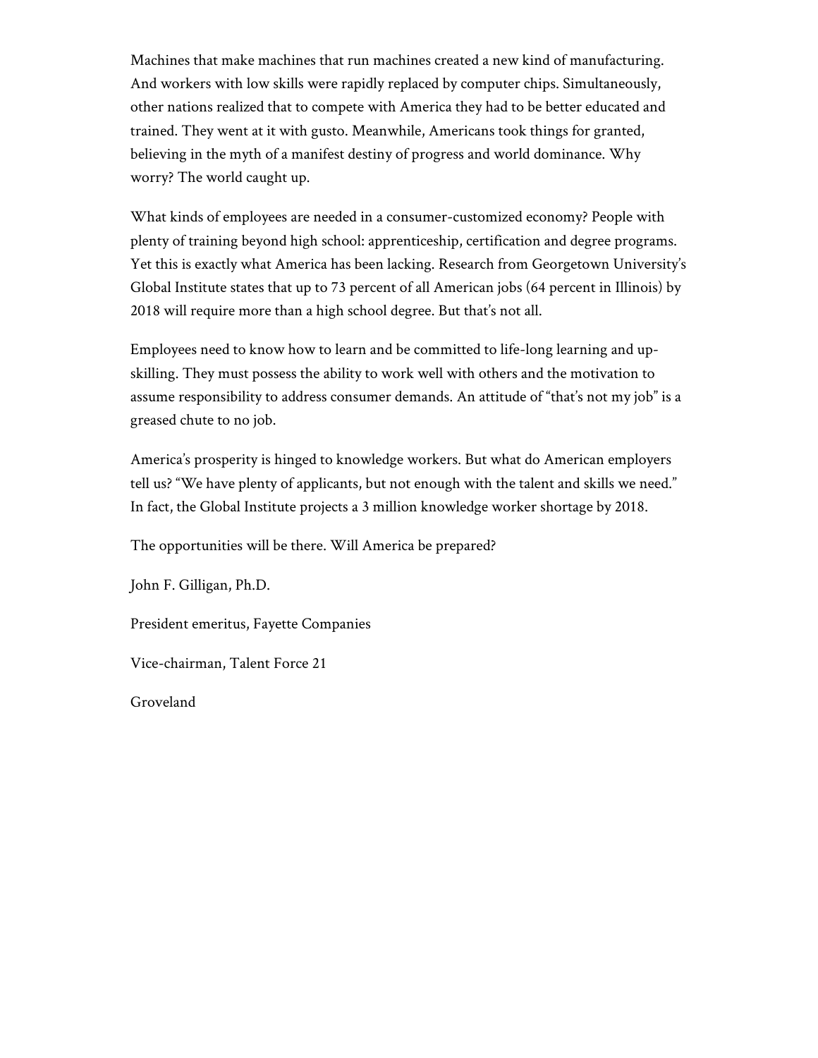Machines that make machines that run machines created a new kind of manufacturing. And workers with low skills were rapidly replaced by computer chips. Simultaneously, other nations realized that to compete with America they had to be better educated and trained. They went at it with gusto. Meanwhile, Americans took things for granted, believing in the myth of a manifest destiny of progress and world dominance. Why worry? The world caught up.

What kinds of employees are needed in a consumer-customized economy? People with plenty of training beyond high school: apprenticeship, certification and degree programs. Yet this is exactly what America has been lacking. Research from Georgetown University's Global Institute states that up to 73 percent of all American jobs (64 percent in Illinois) by 2018 will require more than a high school degree. But that's not all.

Employees need to know how to learn and be committed to life-long learning and up-skilling. They must possess the ability to work well with others and the motivation to assume responsibility to address consumer demands. An attitude of "that's not my job" is a greased chute to no job.

America's prosperity is hinged to knowledge workers. But what do American employers tell us? "We have plenty of applicants, but not enough with the talent and skills we need." In fact, the Global Institute projects a 3 million knowledge worker shortage by 2018.

The opportunities will be there. Will America be prepared?

John F. Gilligan, Ph.D.

President emeritus, Fayette Companies

Vice-chairman, Talent Force 21

Groveland